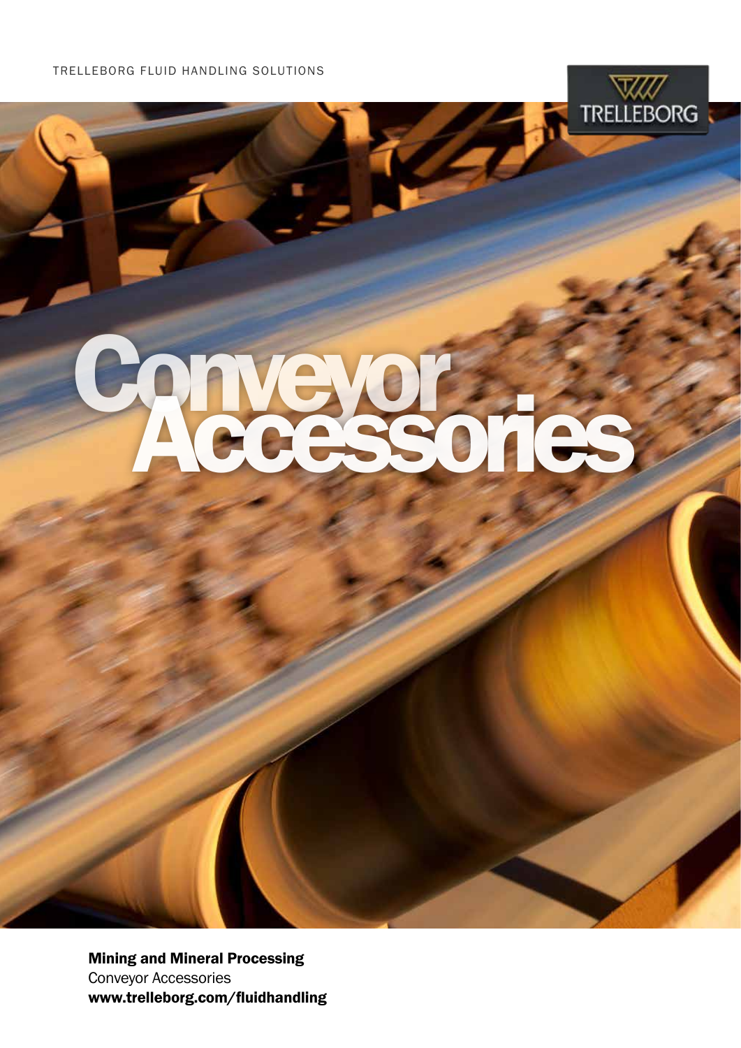TRELLEBORG FLUID HANDLING SOLUTIONS

TRELLEBORG

# Conveyor Accessories

**Mining and Mineral Processing**
Conveyor Accessories
**www.trelleborg.com/fluidhandling**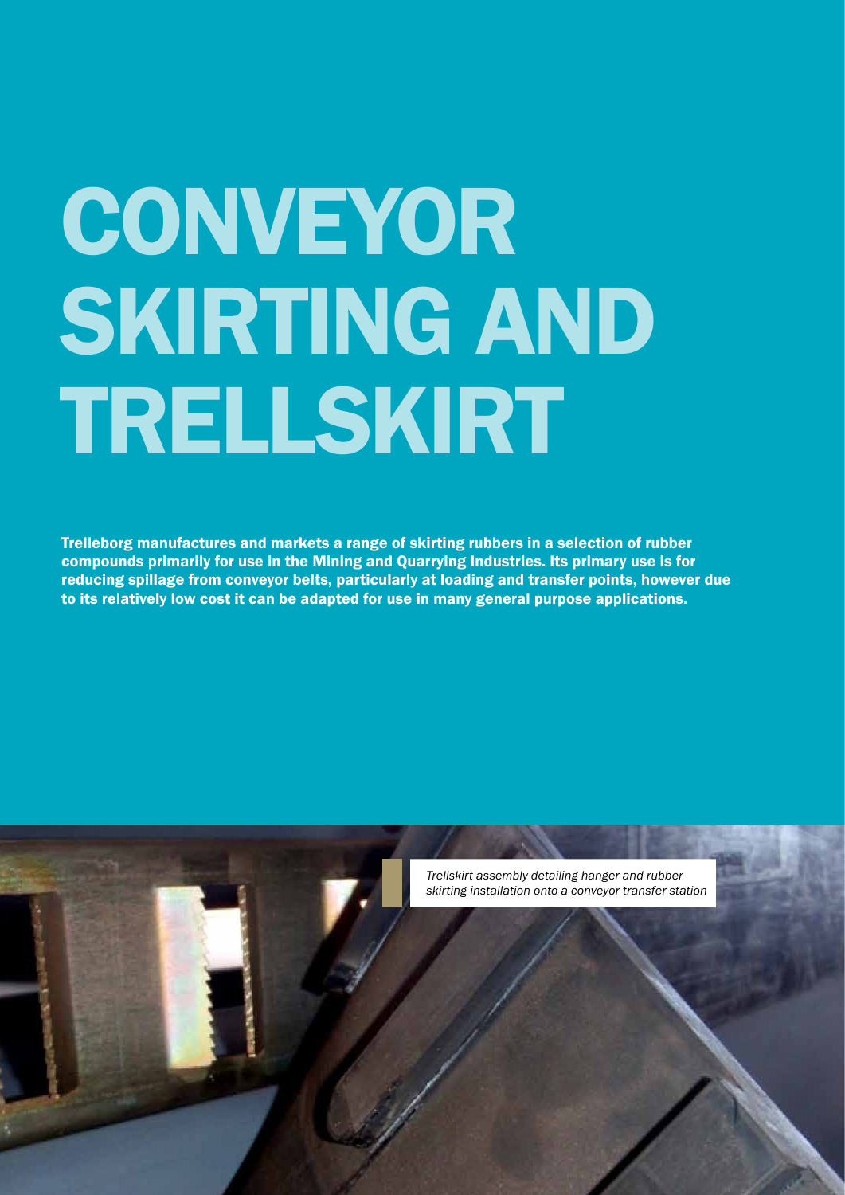# CONVEYOR SKIRTING AND TRELLSKIRT

**Trelleborg manufactures and markets a range of skirting rubbers in a selection of rubber compounds primarily for use in the Mining and Quarrying Industries. Its primary use is for reducing spillage from conveyor belts, particularly at loading and transfer points, however due to its relatively low cost it can be adapted for use in many general purpose applications.**

*Trellskirt assembly detailing hanger and rubber skirting installation onto a conveyor transfer station*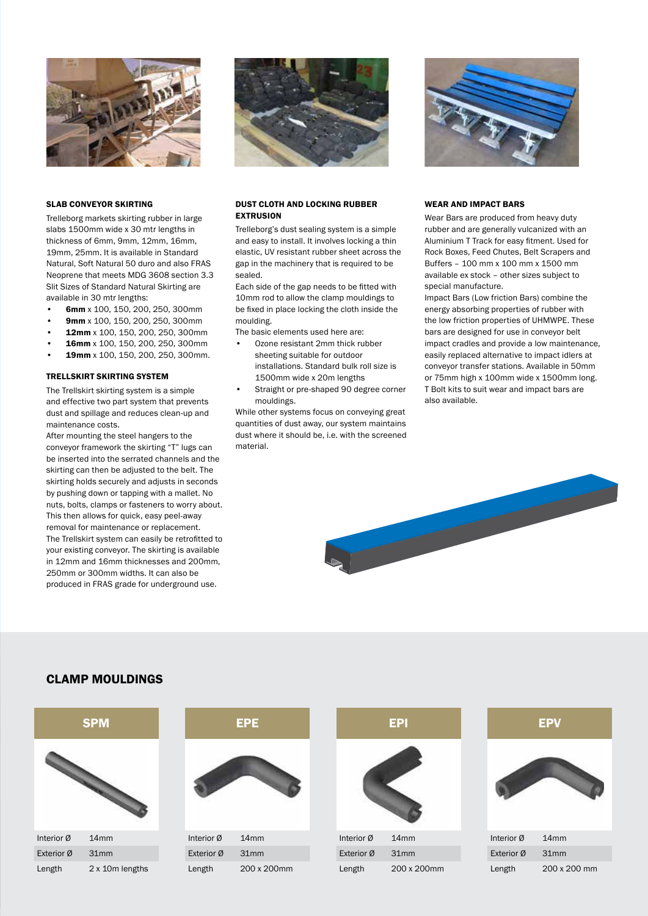### SLAB CONVEYOR SKIRTING

Trelleborg markets skirting rubber in large slabs 1500mm wide x 30 mtr lengths in thickness of 6mm, 9mm, 12mm, 16mm, 19mm, 25mm. It is available in Standard Natural, Soft Natural 50 duro and also FRAS Neoprene that meets MDG 3608 section 3.3 Slit Sizes of Standard Natural Skirting are available in 30 mtr lengths:

- **6mm** x 100, 150, 200, 250, 300mm
- **9mm** x 100, 150, 200, 250, 300mm
- **12mm** x 100, 150, 200, 250, 300mm
- **16mm** x 100, 150, 200, 250, 300mm
- **19mm** x 100, 150, 200, 250, 300mm.

### TRELLSKIRT SKIRTING SYSTEM

The Trellskirt skirting system is a simple and effective two part system that prevents dust and spillage and reduces clean-up and maintenance costs.

After mounting the steel hangers to the conveyor framework the skirting "T" lugs can be inserted into the serrated channels and the skirting can then be adjusted to the belt. The skirting holds securely and adjusts in seconds by pushing down or tapping with a mallet. No nuts, bolts, clamps or fasteners to worry about. This then allows for quick, easy peel-away removal for maintenance or replacement.

The Trellskirt system can easily be retrofitted to your existing conveyor. The skirting is available in 12mm and 16mm thicknesses and 200mm, 250mm or 300mm widths. It can also be produced in FRAS grade for underground use.

### DUST CLOTH AND LOCKING RUBBER EXTRUSION

Trelleborg's dust sealing system is a simple and easy to install. It involves locking a thin elastic, UV resistant rubber sheet across the gap in the machinery that is required to be sealed.

Each side of the gap needs to be fitted with 10mm rod to allow the clamp mouldings to be fixed in place locking the cloth inside the moulding.

The basic elements used here are:

- Ozone resistant 2mm thick rubber sheeting suitable for outdoor installations. Standard bulk roll size is 1500mm wide x 20m lengths
- Straight or pre-shaped 90 degree corner mouldings.

While other systems focus on conveying great quantities of dust away, our system maintains dust where it should be, i.e. with the screened material.

### WEAR AND IMPACT BARS

Wear Bars are produced from heavy duty rubber and are generally vulcanized with an Aluminium T Track for easy fitment. Used for Rock Boxes, Feed Chutes, Belt Scrapers and Buffers – 100 mm x 100 mm x 1500 mm available ex stock – other sizes subject to special manufacture.

Impact Bars (Low friction Bars) combine the energy absorbing properties of rubber with the low friction properties of UHMWPE. These bars are designed for use in conveyor belt impact cradles and provide a low maintenance, easily replaced alternative to impact idlers at conveyor transfer stations. Available in 50mm or 75mm high x 100mm wide x 1500mm long. T Bolt kits to suit wear and impact bars are also available.

## CLAMP MOULDINGS

**SPM**

| | |
|---|---|
| Interior Ø | 14mm |
| Exterior Ø | 31mm |
| Length | 2 x 10m lengths |

**EPE**

| | |
|---|---|
| Interior Ø | 14mm |
| Exterior Ø | 31mm |
| Length | 200 x 200mm |

**EPI**

| | |
|---|---|
| Interior Ø | 14mm |
| Exterior Ø | 31mm |
| Length | 200 x 200mm |

**EPV**

| | |
|---|---|
| Interior Ø | 14mm |
| Exterior Ø | 31mm |
| Length | 200 x 200 mm |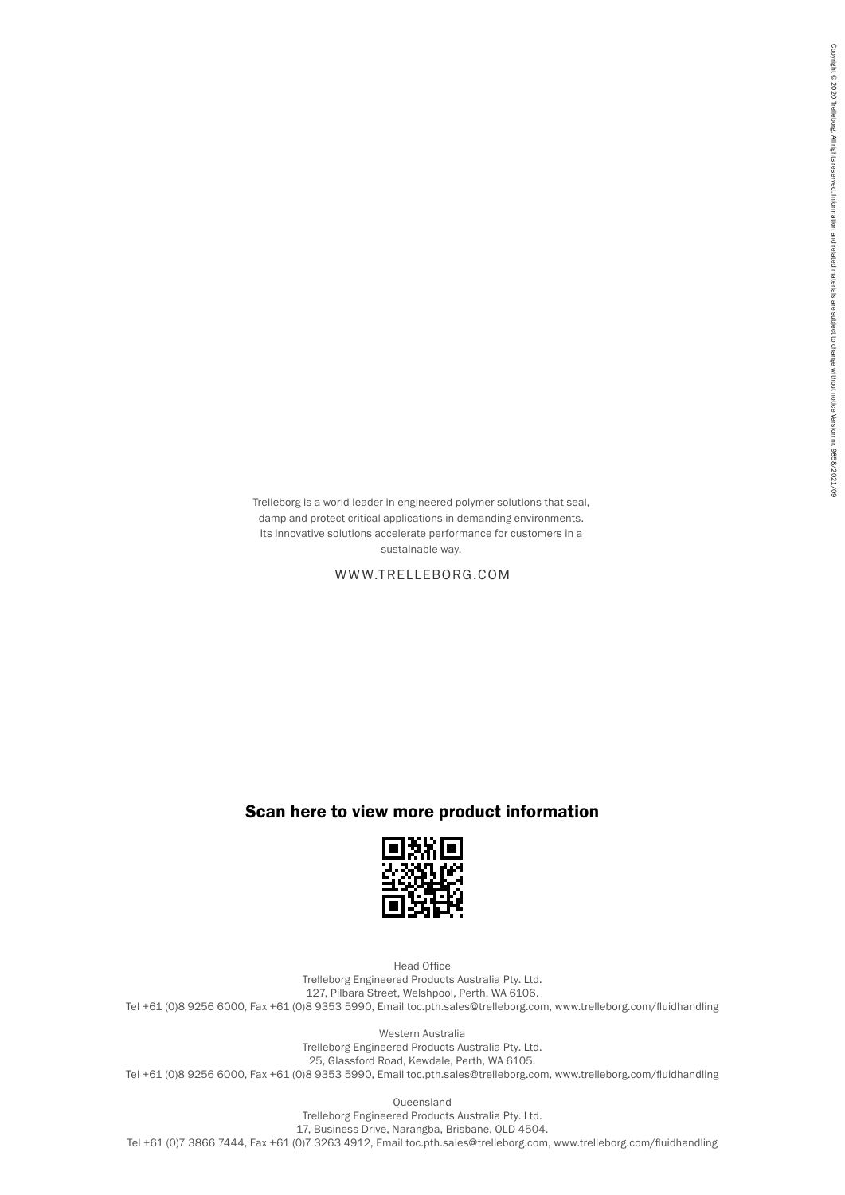Trelleborg is a world leader in engineered polymer solutions that seal, damp and protect critical applications in demanding environments. Its innovative solutions accelerate performance for customers in a sustainable way.

WWW.TRELLEBORG.COM

## Scan here to view more product information

Head Office
Trelleborg Engineered Products Australia Pty. Ltd.
127, Pilbara Street, Welshpool, Perth, WA 6106.
Tel +61 (0)8 9256 6000, Fax +61 (0)8 9353 5990, Email toc.pth.sales@trelleborg.com, www.trelleborg.com/fluidhandling

Western Australia
Trelleborg Engineered Products Australia Pty. Ltd.
25, Glassford Road, Kewdale, Perth, WA 6105.
Tel +61 (0)8 9256 6000, Fax +61 (0)8 9353 5990, Email toc.pth.sales@trelleborg.com, www.trelleborg.com/fluidhandling

Queensland
Trelleborg Engineered Products Australia Pty. Ltd.
17, Business Drive, Narangba, Brisbane, QLD 4504.
Tel +61 (0)7 3866 7444, Fax +61 (0)7 3263 4912, Email toc.pth.sales@trelleborg.com, www.trelleborg.com/fluidhandling

Copyright © 2020 Trelleborg. All rights reserved. Information and related materials are subject to change without notice Version nr. 9858/2021/09